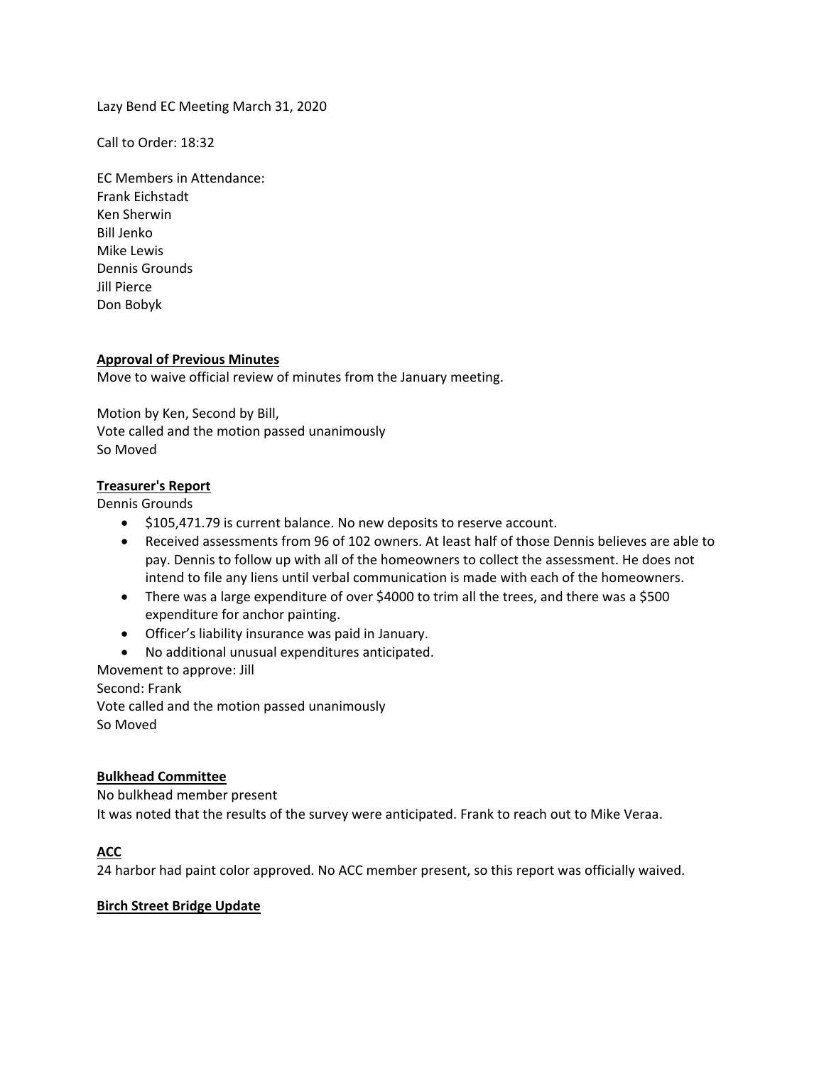Lazy Bend EC Meeting March 31, 2020

Call to Order: 18:32

EC Members in Attendance:
Frank Eichstadt
Ken Sherwin
Bill Jenko
Mike Lewis
Dennis Grounds
Jill Pierce
Don Bobyk

**Approval of Previous Minutes**

Move to waive official review of minutes from the January meeting.

Motion by Ken, Second by Bill,
Vote called and the motion passed unanimously
So Moved

**Treasurer's Report**

Dennis Grounds

- $105,471.79 is current balance. No new deposits to reserve account.
- Received assessments from 96 of 102 owners. At least half of those Dennis believes are able to pay. Dennis to follow up with all of the homeowners to collect the assessment. He does not intend to file any liens until verbal communication is made with each of the homeowners.
- There was a large expenditure of over $4000 to trim all the trees, and there was a $500 expenditure for anchor painting.
- Officer's liability insurance was paid in January.
- No additional unusual expenditures anticipated.

Movement to approve: Jill
Second: Frank
Vote called and the motion passed unanimously
So Moved

**Bulkhead Committee**

No bulkhead member present
It was noted that the results of the survey were anticipated. Frank to reach out to Mike Veraa.

**ACC**

24 harbor had paint color approved. No ACC member present, so this report was officially waived.

**Birch Street Bridge Update**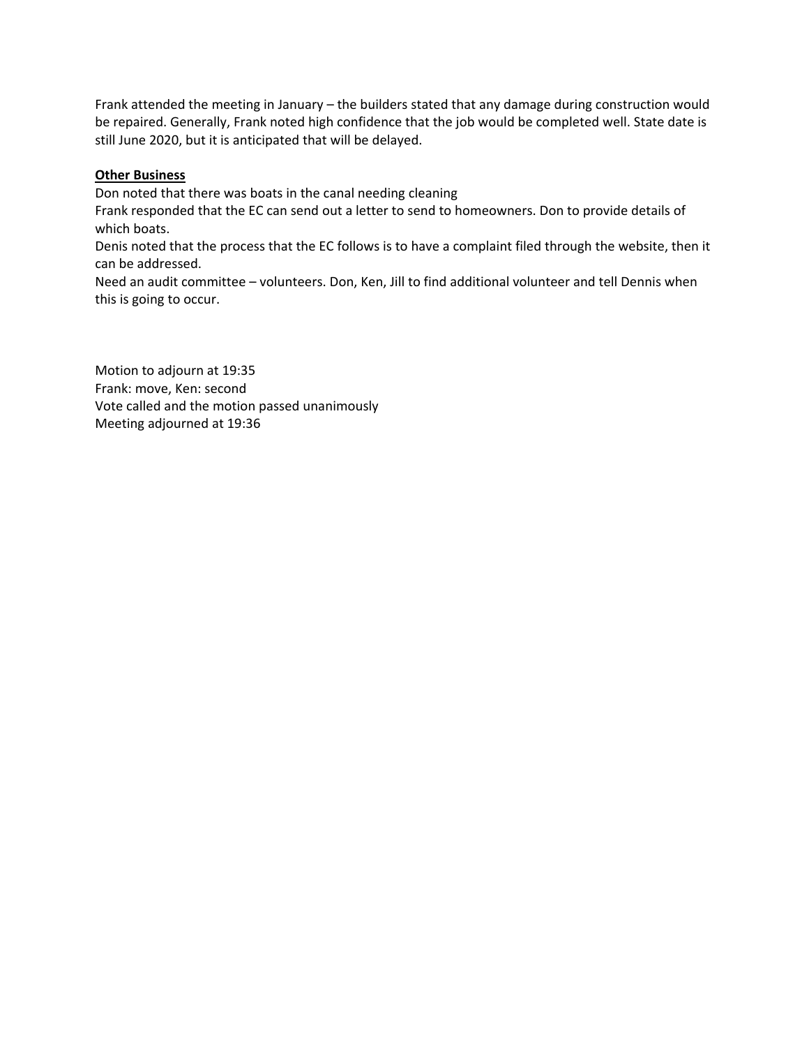Frank attended the meeting in January – the builders stated that any damage during construction would be repaired. Generally, Frank noted high confidence that the job would be completed well. State date is still June 2020, but it is anticipated that will be delayed.

**<u>Other Business</u>**

Don noted that there was boats in the canal needing cleaning

Frank responded that the EC can send out a letter to send to homeowners. Don to provide details of which boats.

Denis noted that the process that the EC follows is to have a complaint filed through the website, then it can be addressed.

Need an audit committee – volunteers. Don, Ken, Jill to find additional volunteer and tell Dennis when this is going to occur.

Motion to adjourn at 19:35
Frank: move, Ken: second
Vote called and the motion passed unanimously
Meeting adjourned at 19:36